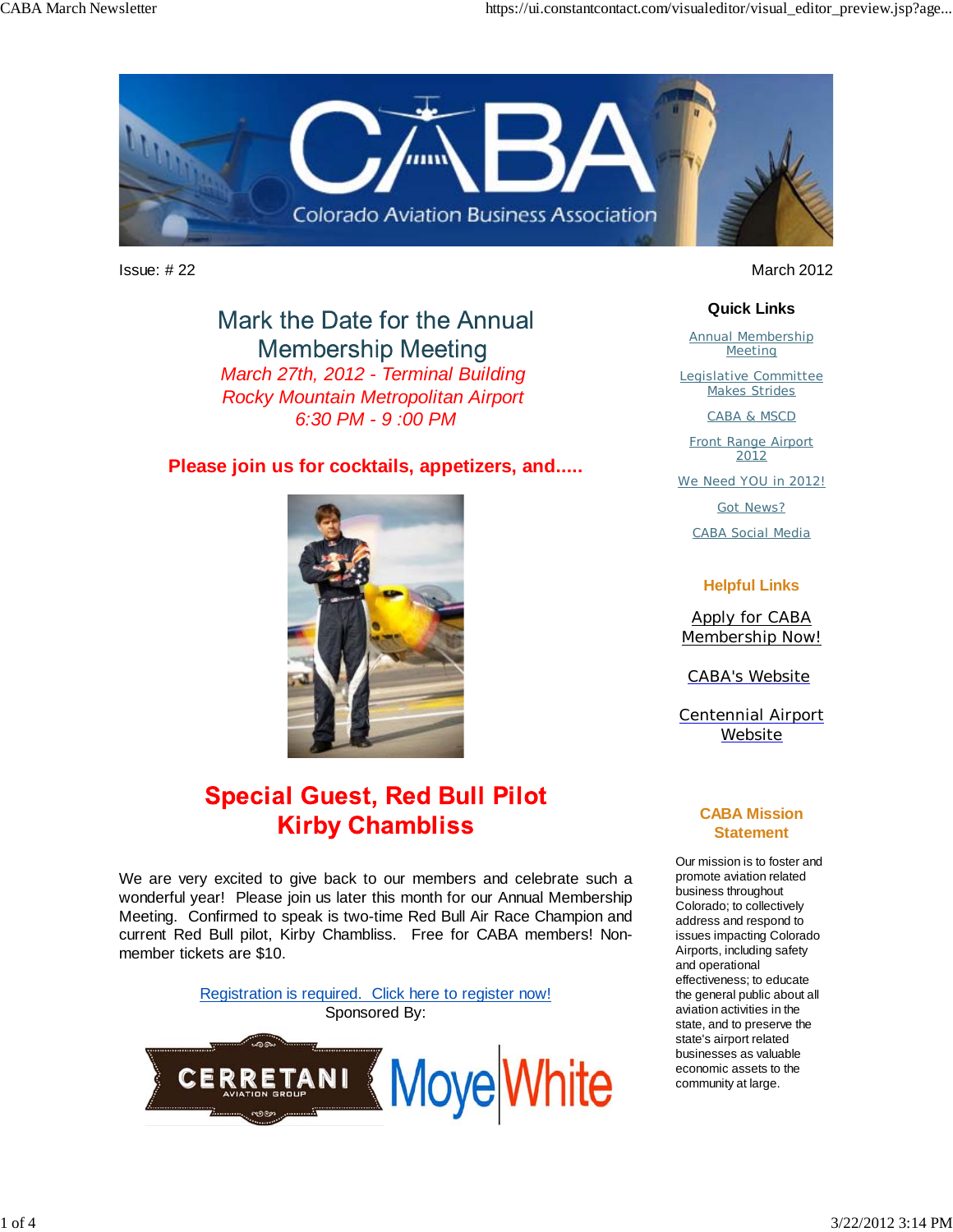# CABA

Colorado Aviation Business Association

Issue: # 22

March 2012

## Mark the Date for the Annual Membership Meeting

*March 27th, 2012 - Terminal Building*
*Rocky Mountain Metropolitan Airport*
*6:30 PM - 9 :00 PM*

**Please join us for cocktails, appetizers, and.....**

## Special Guest, Red Bull Pilot Kirby Chambliss

We are very excited to give back to our members and celebrate such a wonderful year! Please join us later this month for our Annual Membership Meeting. Confirmed to speak is two-time Red Bull Air Race Champion and current Red Bull pilot, Kirby Chambliss. Free for CABA members! Non-member tickets are $10.

Registration is required. Click here to register now!

Sponsored By:

CERRETANI AVIATION GROUP

Moye White

### Quick Links

- Annual Membership Meeting
- Legislative Committee Makes Strides
- CABA & MSCD
- Front Range Airport 2012
- We Need YOU in 2012!
- Got News?
- CABA Social Media

### Helpful Links

- Apply for CABA Membership Now!
- CABA's Website
- Centennial Airport Website

### CABA Mission Statement

Our mission is to foster and promote aviation related business throughout Colorado; to collectively address and respond to issues impacting Colorado Airports, including safety and operational effectiveness; to educate the general public about all aviation activities in the state, and to preserve the state's airport related businesses as valuable economic assets to the community at large.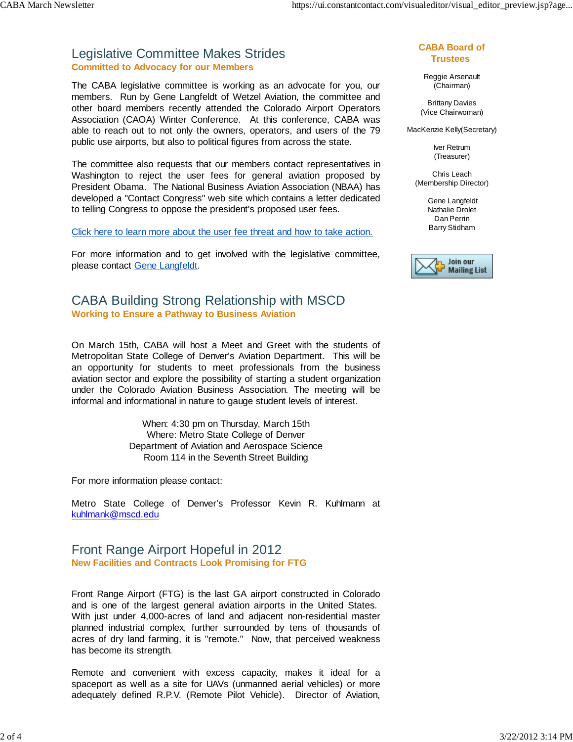## Legislative Committee Makes Strides

**Committed to Advocacy for our Members**

The CABA legislative committee is working as an advocate for you, our members. Run by Gene Langfeldt of Wetzel Aviation, the committee and other board members recently attended the Colorado Airport Operators Association (CAOA) Winter Conference. At this conference, CABA was able to reach out to not only the owners, operators, and users of the 79 public use airports, but also to political figures from across the state.

The committee also requests that our members contact representatives in Washington to reject the user fees for general aviation proposed by President Obama. The National Business Aviation Association (NBAA) has developed a "Contact Congress" web site which contains a letter dedicated to telling Congress to oppose the president's proposed user fees.

Click here to learn more about the user fee threat and how to take action.

For more information and to get involved with the legislative committee, please contact Gene Langfeldt.

## CABA Building Strong Relationship with MSCD

**Working to Ensure a Pathway to Business Aviation**

On March 15th, CABA will host a Meet and Greet with the students of Metropolitan State College of Denver's Aviation Department. This will be an opportunity for students to meet professionals from the business aviation sector and explore the possibility of starting a student organization under the Colorado Aviation Business Association. The meeting will be informal and informational in nature to gauge student levels of interest.

When: 4:30 pm on Thursday, March 15th
Where: Metro State College of Denver
Department of Aviation and Aerospace Science
Room 114 in the Seventh Street Building

For more information please contact:

Metro State College of Denver's Professor Kevin R. Kuhlmann at kuhlmank@mscd.edu

## Front Range Airport Hopeful in 2012

**New Facilities and Contracts Look Promising for FTG**

Front Range Airport (FTG) is the last GA airport constructed in Colorado and is one of the largest general aviation airports in the United States. With just under 4,000-acres of land and adjacent non-residential master planned industrial complex, further surrounded by tens of thousands of acres of dry land farming, it is "remote." Now, that perceived weakness has become its strength.

Remote and convenient with excess capacity, makes it ideal for a spaceport as well as a site for UAVs (unmanned aerial vehicles) or more adequately defined R.P.V. (Remote Pilot Vehicle). Director of Aviation,

**CABA Board of Trustees**

Reggie Arsenault
(Chairman)

Brittany Davies
(Vice Chairwoman)

MacKenzie Kelly(Secretary)

Iver Retrum
(Treasurer)

Chris Leach
(Membership Director)

Gene Langfeldt
Nathalie Drolet
Dan Perrin
Barry Stidham

Join our Mailing List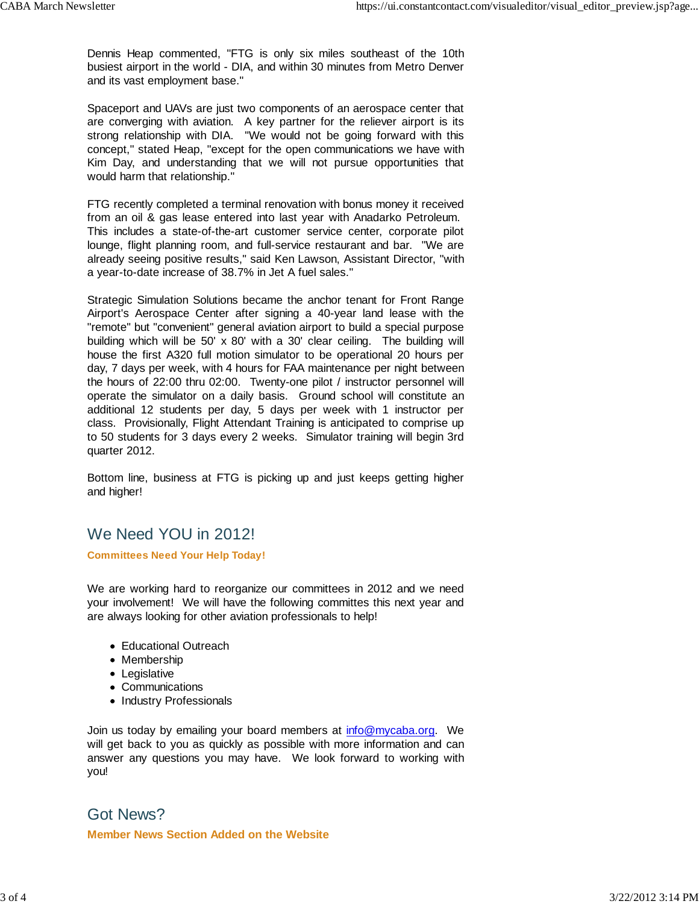Dennis Heap commented, "FTG is only six miles southeast of the 10th busiest airport in the world - DIA, and within 30 minutes from Metro Denver and its vast employment base."

Spaceport and UAVs are just two components of an aerospace center that are converging with aviation. A key partner for the reliever airport is its strong relationship with DIA. "We would not be going forward with this concept," stated Heap, "except for the open communications we have with Kim Day, and understanding that we will not pursue opportunities that would harm that relationship."

FTG recently completed a terminal renovation with bonus money it received from an oil & gas lease entered into last year with Anadarko Petroleum. This includes a state-of-the-art customer service center, corporate pilot lounge, flight planning room, and full-service restaurant and bar. "We are already seeing positive results," said Ken Lawson, Assistant Director, "with a year-to-date increase of 38.7% in Jet A fuel sales."

Strategic Simulation Solutions became the anchor tenant for Front Range Airport's Aerospace Center after signing a 40-year land lease with the "remote" but "convenient" general aviation airport to build a special purpose building which will be 50' x 80' with a 30' clear ceiling. The building will house the first A320 full motion simulator to be operational 20 hours per day, 7 days per week, with 4 hours for FAA maintenance per night between the hours of 22:00 thru 02:00. Twenty-one pilot / instructor personnel will operate the simulator on a daily basis. Ground school will constitute an additional 12 students per day, 5 days per week with 1 instructor per class. Provisionally, Flight Attendant Training is anticipated to comprise up to 50 students for 3 days every 2 weeks. Simulator training will begin 3rd quarter 2012.

Bottom line, business at FTG is picking up and just keeps getting higher and higher!

## We Need YOU in 2012!

**Committees Need Your Help Today!**

We are working hard to reorganize our committees in 2012 and we need your involvement! We will have the following committes this next year and are always looking for other aviation professionals to help!

- Educational Outreach
- Membership
- Legislative
- Communications
- Industry Professionals

Join us today by emailing your board members at info@mycaba.org. We will get back to you as quickly as possible with more information and can answer any questions you may have. We look forward to working with you!

## Got News?

**Member News Section Added on the Website**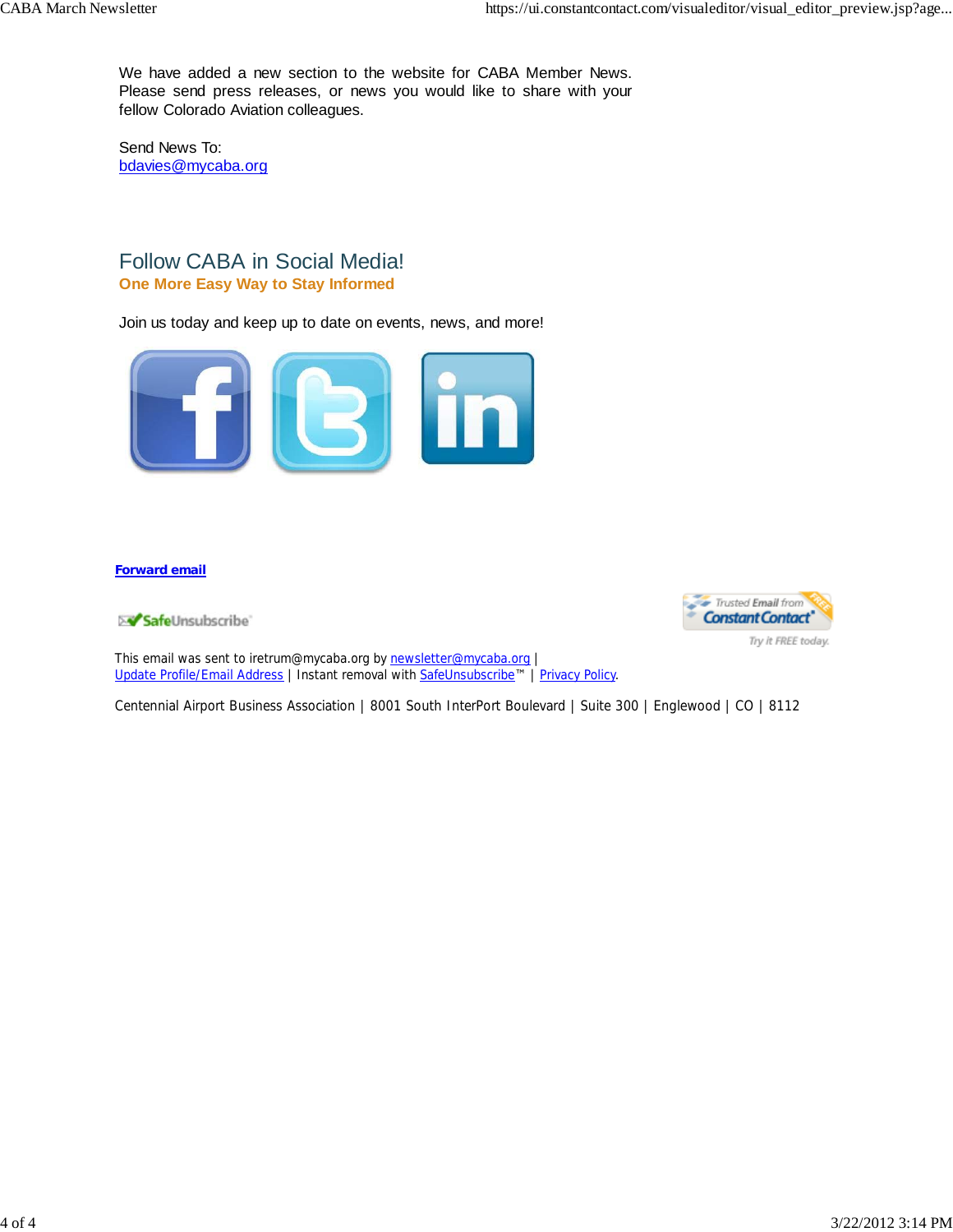We have added a new section to the website for CABA Member News. Please send press releases, or news you would like to share with your fellow Colorado Aviation colleagues.

Send News To:
bdavies@mycaba.org

## Follow CABA in Social Media!

**One More Easy Way to Stay Informed**

Join us today and keep up to date on events, news, and more!

**Forward email**

SafeUnsubscribe®

Trusted Email from Constant Contact® FREE
Try it FREE today.

This email was sent to iretrum@mycaba.org by newsletter@mycaba.org |
Update Profile/Email Address | Instant removal with SafeUnsubscribe™ | Privacy Policy.

Centennial Airport Business Association | 8001 South InterPort Boulevard | Suite 300 | Englewood | CO | 8112